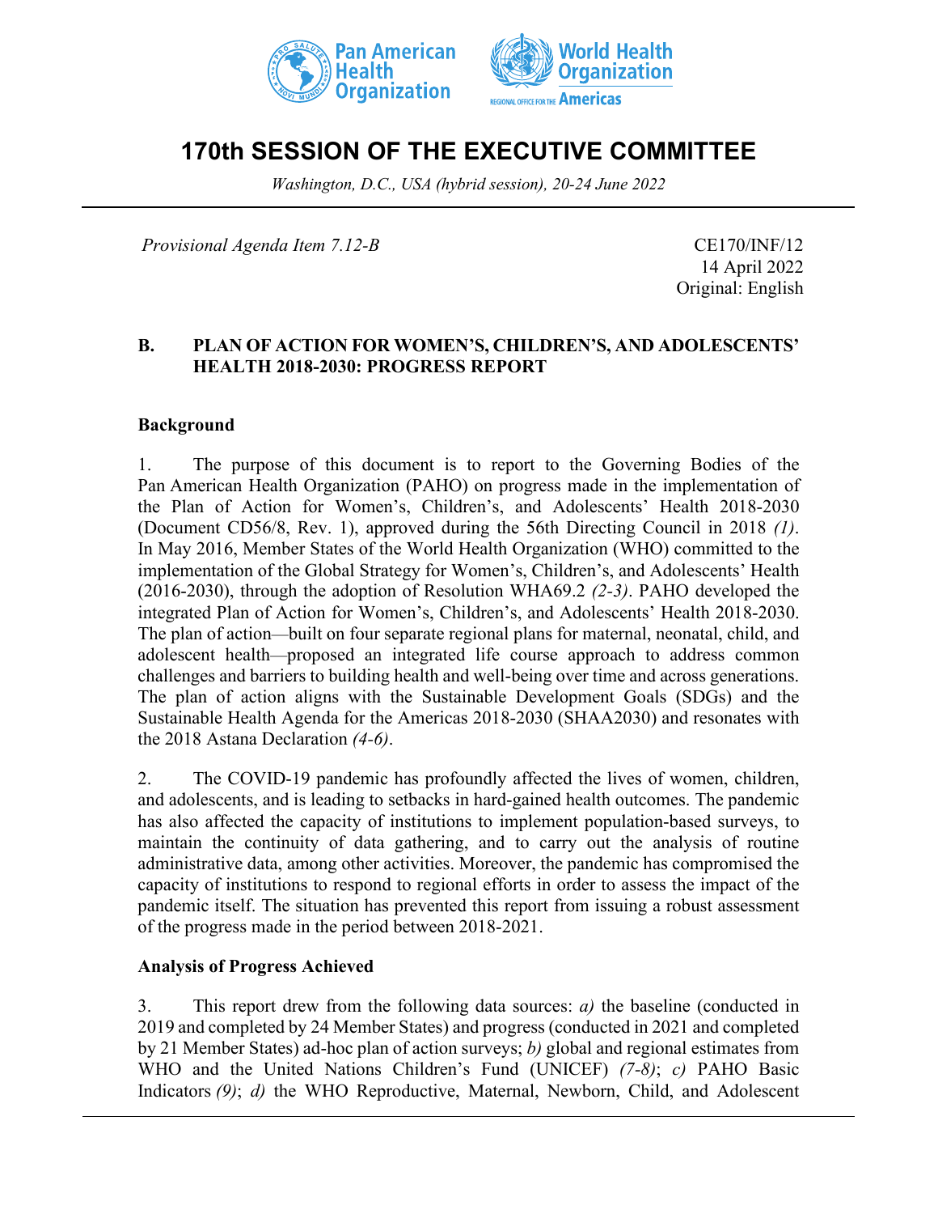# 170th SESSION OF THE EXECUTIVE COMMITTEE

*Washington, D.C., USA (hybrid session), 20-24 June 2022*

*Provisional Agenda Item 7.12-B*

CE170/INF/12
14 April 2022
Original: English

## B. PLAN OF ACTION FOR WOMEN'S, CHILDREN'S, AND ADOLESCENTS' HEALTH 2018-2030: PROGRESS REPORT

### Background

1. The purpose of this document is to report to the Governing Bodies of the Pan American Health Organization (PAHO) on progress made in the implementation of the Plan of Action for Women's, Children's, and Adolescents' Health 2018-2030 (Document CD56/8, Rev. 1), approved during the 56th Directing Council in 2018 *(1)*. In May 2016, Member States of the World Health Organization (WHO) committed to the implementation of the Global Strategy for Women's, Children's, and Adolescents' Health (2016-2030), through the adoption of Resolution WHA69.2 *(2-3)*. PAHO developed the integrated Plan of Action for Women's, Children's, and Adolescents' Health 2018-2030. The plan of action—built on four separate regional plans for maternal, neonatal, child, and adolescent health—proposed an integrated life course approach to address common challenges and barriers to building health and well-being over time and across generations. The plan of action aligns with the Sustainable Development Goals (SDGs) and the Sustainable Health Agenda for the Americas 2018-2030 (SHAA2030) and resonates with the 2018 Astana Declaration *(4-6)*.

2. The COVID-19 pandemic has profoundly affected the lives of women, children, and adolescents, and is leading to setbacks in hard-gained health outcomes. The pandemic has also affected the capacity of institutions to implement population-based surveys, to maintain the continuity of data gathering, and to carry out the analysis of routine administrative data, among other activities. Moreover, the pandemic has compromised the capacity of institutions to respond to regional efforts in order to assess the impact of the pandemic itself. The situation has prevented this report from issuing a robust assessment of the progress made in the period between 2018-2021.

### Analysis of Progress Achieved

3. This report drew from the following data sources: *a)* the baseline (conducted in 2019 and completed by 24 Member States) and progress (conducted in 2021 and completed by 21 Member States) ad-hoc plan of action surveys; *b)* global and regional estimates from WHO and the United Nations Children's Fund (UNICEF) *(7-8)*; *c)* PAHO Basic Indicators *(9)*; *d)* the WHO Reproductive, Maternal, Newborn, Child, and Adolescent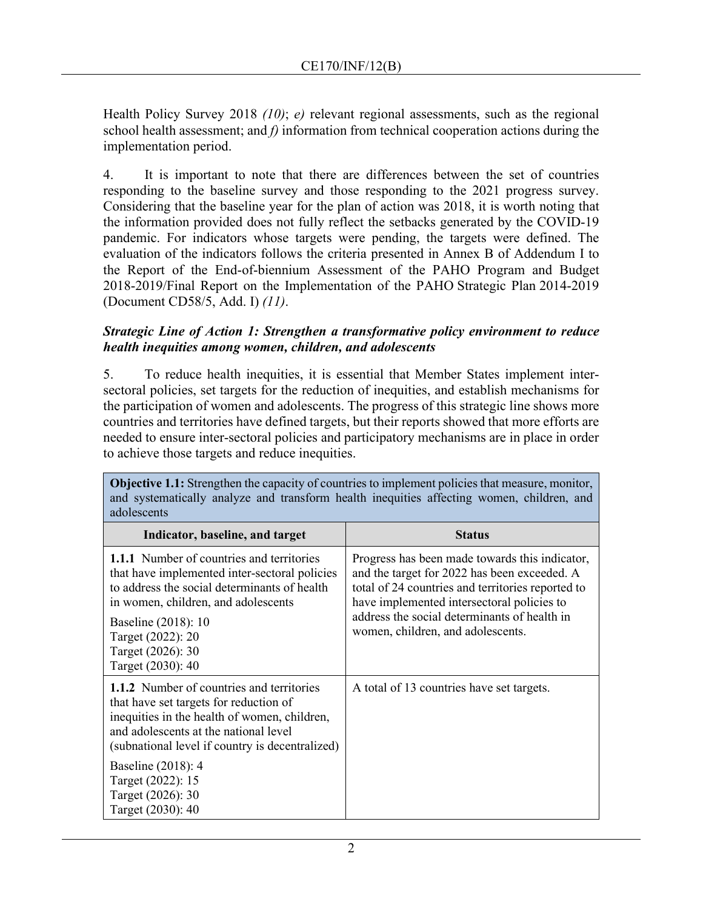Health Policy Survey 2018 *(10)*; *e)* relevant regional assessments, such as the regional school health assessment; and *f)* information from technical cooperation actions during the implementation period.

4. It is important to note that there are differences between the set of countries responding to the baseline survey and those responding to the 2021 progress survey. Considering that the baseline year for the plan of action was 2018, it is worth noting that the information provided does not fully reflect the setbacks generated by the COVID-19 pandemic. For indicators whose targets were pending, the targets were defined. The evaluation of the indicators follows the criteria presented in Annex B of Addendum I to the Report of the End-of-biennium Assessment of the PAHO Program and Budget 2018-2019/Final Report on the Implementation of the PAHO Strategic Plan 2014-2019 (Document CD58/5, Add. I) *(11)*.

***Strategic Line of Action 1: Strengthen a transformative policy environment to reduce health inequities among women, children, and adolescents***

5. To reduce health inequities, it is essential that Member States implement inter-sectoral policies, set targets for the reduction of inequities, and establish mechanisms for the participation of women and adolescents. The progress of this strategic line shows more countries and territories have defined targets, but their reports showed that more efforts are needed to ensure inter-sectoral policies and participatory mechanisms are in place in order to achieve those targets and reduce inequities.

| **Objective 1.1:** Strengthen the capacity of countries to implement policies that measure, monitor, and systematically analyze and transform health inequities affecting women, children, and adolescents | |
|---|---|
| **Indicator, baseline, and target** | **Status** |
| **1.1.1** Number of countries and territories that have implemented inter-sectoral policies to address the social determinants of health in women, children, and adolescents<br><br>Baseline (2018): 10<br>Target (2022): 20<br>Target (2026): 30<br>Target (2030): 40 | Progress has been made towards this indicator, and the target for 2022 has been exceeded. A total of 24 countries and territories reported to have implemented intersectoral policies to address the social determinants of health in women, children, and adolescents. |
| **1.1.2** Number of countries and territories that have set targets for reduction of inequities in the health of women, children, and adolescents at the national level (subnational level if country is decentralized)<br><br>Baseline (2018): 4<br>Target (2022): 15<br>Target (2026): 30<br>Target (2030): 40 | A total of 13 countries have set targets. |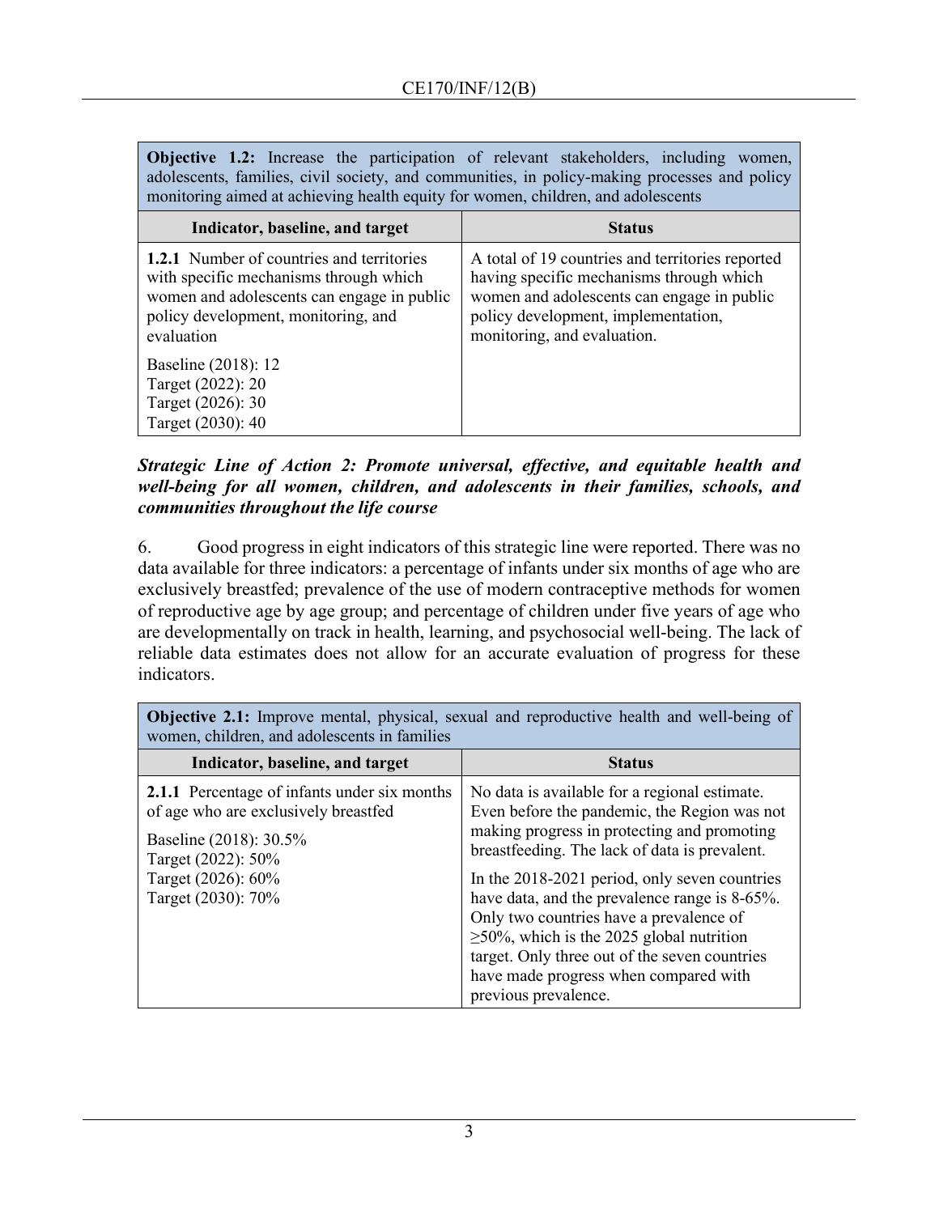| **Objective 1.2:** Increase the participation of relevant stakeholders, including women, adolescents, families, civil society, and communities, in policy-making processes and policy monitoring aimed at achieving health equity for women, children, and adolescents | |
|---|---|
| **Indicator, baseline, and target** | **Status** |
| **1.2.1** Number of countries and territories with specific mechanisms through which women and adolescents can engage in public policy development, monitoring, and evaluation<br><br>Baseline (2018): 12<br>Target (2022): 20<br>Target (2026): 30<br>Target (2030): 40 | A total of 19 countries and territories reported having specific mechanisms through which women and adolescents can engage in public policy development, implementation, monitoring, and evaluation. |

***Strategic Line of Action 2: Promote universal, effective, and equitable health and well-being for all women, children, and adolescents in their families, schools, and communities throughout the life course***

6. Good progress in eight indicators of this strategic line were reported. There was no data available for three indicators: a percentage of infants under six months of age who are exclusively breastfed; prevalence of the use of modern contraceptive methods for women of reproductive age by age group; and percentage of children under five years of age who are developmentally on track in health, learning, and psychosocial well-being. The lack of reliable data estimates does not allow for an accurate evaluation of progress for these indicators.

| **Objective 2.1:** Improve mental, physical, sexual and reproductive health and well-being of women, children, and adolescents in families | |
|---|---|
| **Indicator, baseline, and target** | **Status** |
| **2.1.1** Percentage of infants under six months of age who are exclusively breastfed<br><br>Baseline (2018): 30.5%<br>Target (2022): 50%<br>Target (2026): 60%<br>Target (2030): 70% | No data is available for a regional estimate. Even before the pandemic, the Region was not making progress in protecting and promoting breastfeeding. The lack of data is prevalent.<br><br>In the 2018-2021 period, only seven countries have data, and the prevalence range is 8-65%. Only two countries have a prevalence of ≥50%, which is the 2025 global nutrition target. Only three out of the seven countries have made progress when compared with previous prevalence. |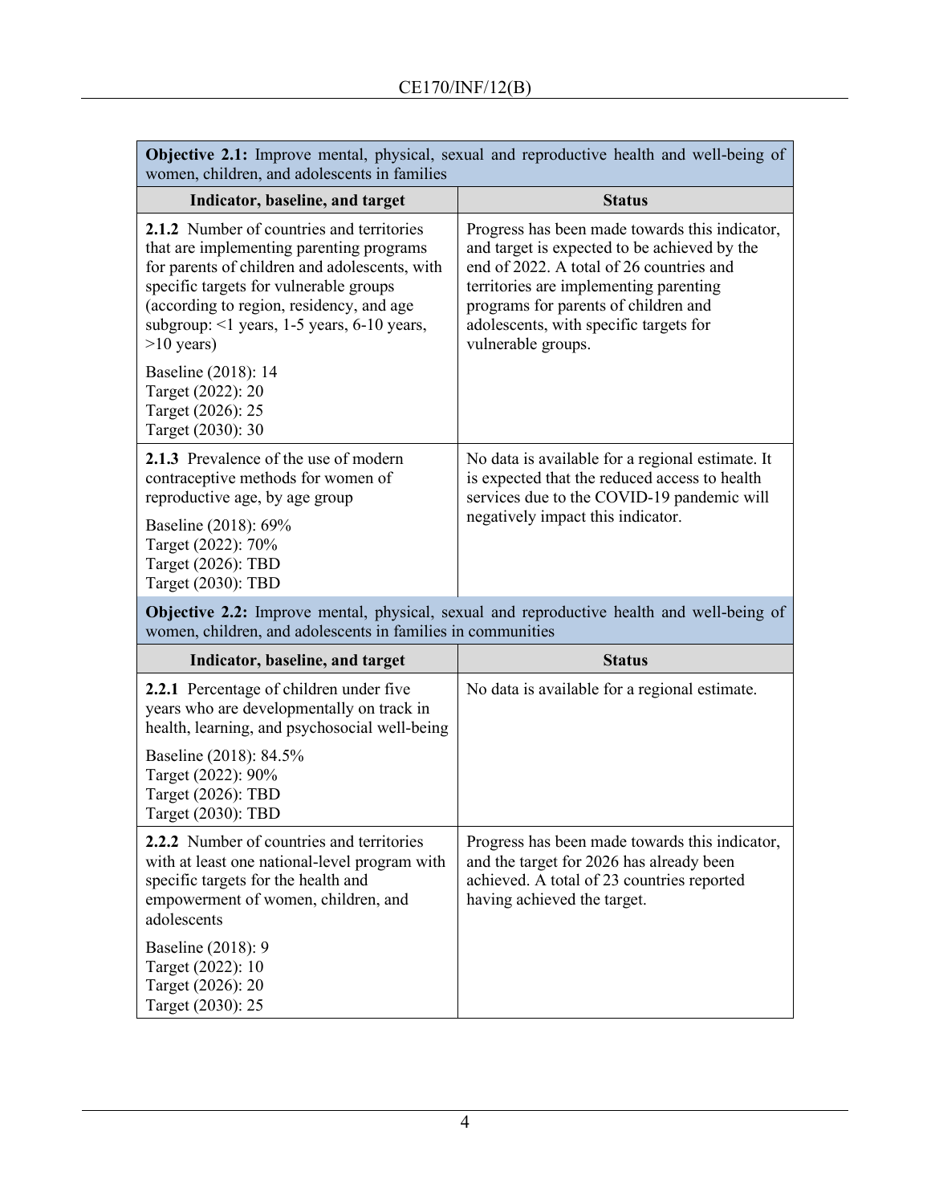| **Objective 2.1:** Improve mental, physical, sexual and reproductive health and well-being of women, children, and adolescents in families | |
|---|---|
| **Indicator, baseline, and target** | **Status** |
| **2.1.2** Number of countries and territories that are implementing parenting programs for parents of children and adolescents, with specific targets for vulnerable groups (according to region, residency, and age subgroup: <1 years, 1-5 years, 6-10 years, >10 years)<br><br>Baseline (2018): 14<br>Target (2022): 20<br>Target (2026): 25<br>Target (2030): 30 | Progress has been made towards this indicator, and target is expected to be achieved by the end of 2022. A total of 26 countries and territories are implementing parenting programs for parents of children and adolescents, with specific targets for vulnerable groups. |
| **2.1.3** Prevalence of the use of modern contraceptive methods for women of reproductive age, by age group<br><br>Baseline (2018): 69%<br>Target (2022): 70%<br>Target (2026): TBD<br>Target (2030): TBD | No data is available for a regional estimate. It is expected that the reduced access to health services due to the COVID-19 pandemic will negatively impact this indicator. |

| **Objective 2.2:** Improve mental, physical, sexual and reproductive health and well-being of women, children, and adolescents in families in communities | |
|---|---|
| **Indicator, baseline, and target** | **Status** |
| **2.2.1** Percentage of children under five years who are developmentally on track in health, learning, and psychosocial well-being<br><br>Baseline (2018): 84.5%<br>Target (2022): 90%<br>Target (2026): TBD<br>Target (2030): TBD | No data is available for a regional estimate. |
| **2.2.2** Number of countries and territories with at least one national-level program with specific targets for the health and empowerment of women, children, and adolescents<br><br>Baseline (2018): 9<br>Target (2022): 10<br>Target (2026): 20<br>Target (2030): 25 | Progress has been made towards this indicator, and the target for 2026 has already been achieved. A total of 23 countries reported having achieved the target. |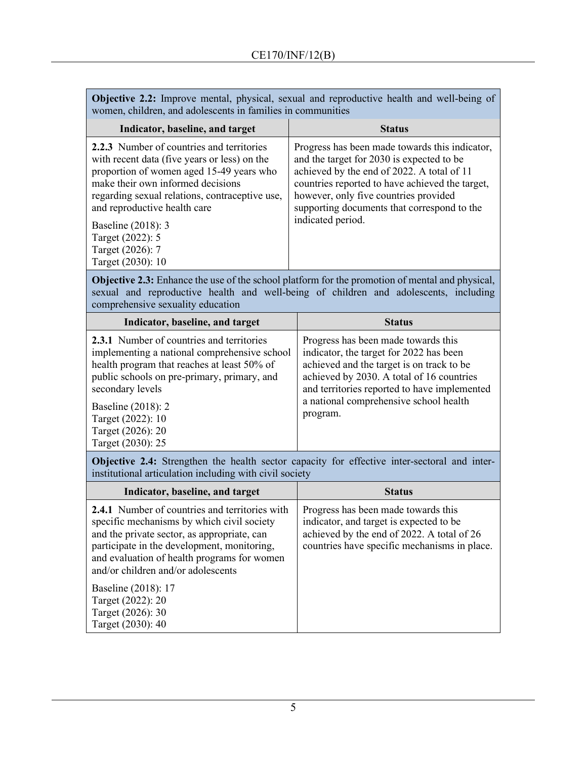**Objective 2.2:** Improve mental, physical, sexual and reproductive health and well-being of women, children, and adolescents in families in communities

| Indicator, baseline, and target | Status |
|---|---|
| **2.2.3** Number of countries and territories with recent data (five years or less) on the proportion of women aged 15-49 years who make their own informed decisions regarding sexual relations, contraceptive use, and reproductive health care<br><br>Baseline (2018): 3<br>Target (2022): 5<br>Target (2026): 7<br>Target (2030): 10 | Progress has been made towards this indicator, and the target for 2030 is expected to be achieved by the end of 2022. A total of 11 countries reported to have achieved the target, however, only five countries provided supporting documents that correspond to the indicated period. |

**Objective 2.3:** Enhance the use of the school platform for the promotion of mental and physical, sexual and reproductive health and well-being of children and adolescents, including comprehensive sexuality education

| Indicator, baseline, and target | Status |
|---|---|
| **2.3.1** Number of countries and territories implementing a national comprehensive school health program that reaches at least 50% of public schools on pre-primary, primary, and secondary levels<br><br>Baseline (2018): 2<br>Target (2022): 10<br>Target (2026): 20<br>Target (2030): 25 | Progress has been made towards this indicator, the target for 2022 has been achieved and the target is on track to be achieved by 2030. A total of 16 countries and territories reported to have implemented a national comprehensive school health program. |

**Objective 2.4:** Strengthen the health sector capacity for effective inter-sectoral and inter-institutional articulation including with civil society

| Indicator, baseline, and target | Status |
|---|---|
| **2.4.1** Number of countries and territories with specific mechanisms by which civil society and the private sector, as appropriate, can participate in the development, monitoring, and evaluation of health programs for women and/or children and/or adolescents<br><br>Baseline (2018): 17<br>Target (2022): 20<br>Target (2026): 30<br>Target (2030): 40 | Progress has been made towards this indicator, and target is expected to be achieved by the end of 2022. A total of 26 countries have specific mechanisms in place. |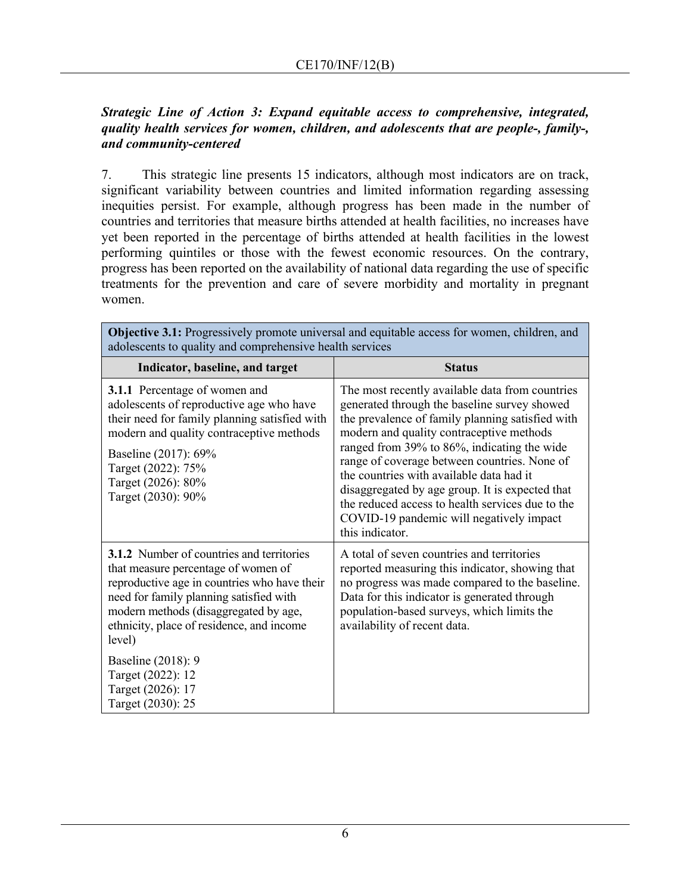***Strategic Line of Action 3: Expand equitable access to comprehensive, integrated, quality health services for women, children, and adolescents that are people-, family-, and community-centered***

7. This strategic line presents 15 indicators, although most indicators are on track, significant variability between countries and limited information regarding assessing inequities persist. For example, although progress has been made in the number of countries and territories that measure births attended at health facilities, no increases have yet been reported in the percentage of births attended at health facilities in the lowest performing quintiles or those with the fewest economic resources. On the contrary, progress has been reported on the availability of national data regarding the use of specific treatments for the prevention and care of severe morbidity and mortality in pregnant women.

| **Objective 3.1:** Progressively promote universal and equitable access for women, children, and adolescents to quality and comprehensive health services | |
|---|---|
| **Indicator, baseline, and target** | **Status** |
| **3.1.1** Percentage of women and adolescents of reproductive age who have their need for family planning satisfied with modern and quality contraceptive methods<br><br>Baseline (2017): 69%<br>Target (2022): 75%<br>Target (2026): 80%<br>Target (2030): 90% | The most recently available data from countries generated through the baseline survey showed the prevalence of family planning satisfied with modern and quality contraceptive methods ranged from 39% to 86%, indicating the wide range of coverage between countries. None of the countries with available data had it disaggregated by age group. It is expected that the reduced access to health services due to the COVID-19 pandemic will negatively impact this indicator. |
| **3.1.2** Number of countries and territories that measure percentage of women of reproductive age in countries who have their need for family planning satisfied with modern methods (disaggregated by age, ethnicity, place of residence, and income level)<br><br>Baseline (2018): 9<br>Target (2022): 12<br>Target (2026): 17<br>Target (2030): 25 | A total of seven countries and territories reported measuring this indicator, showing that no progress was made compared to the baseline. Data for this indicator is generated through population-based surveys, which limits the availability of recent data. |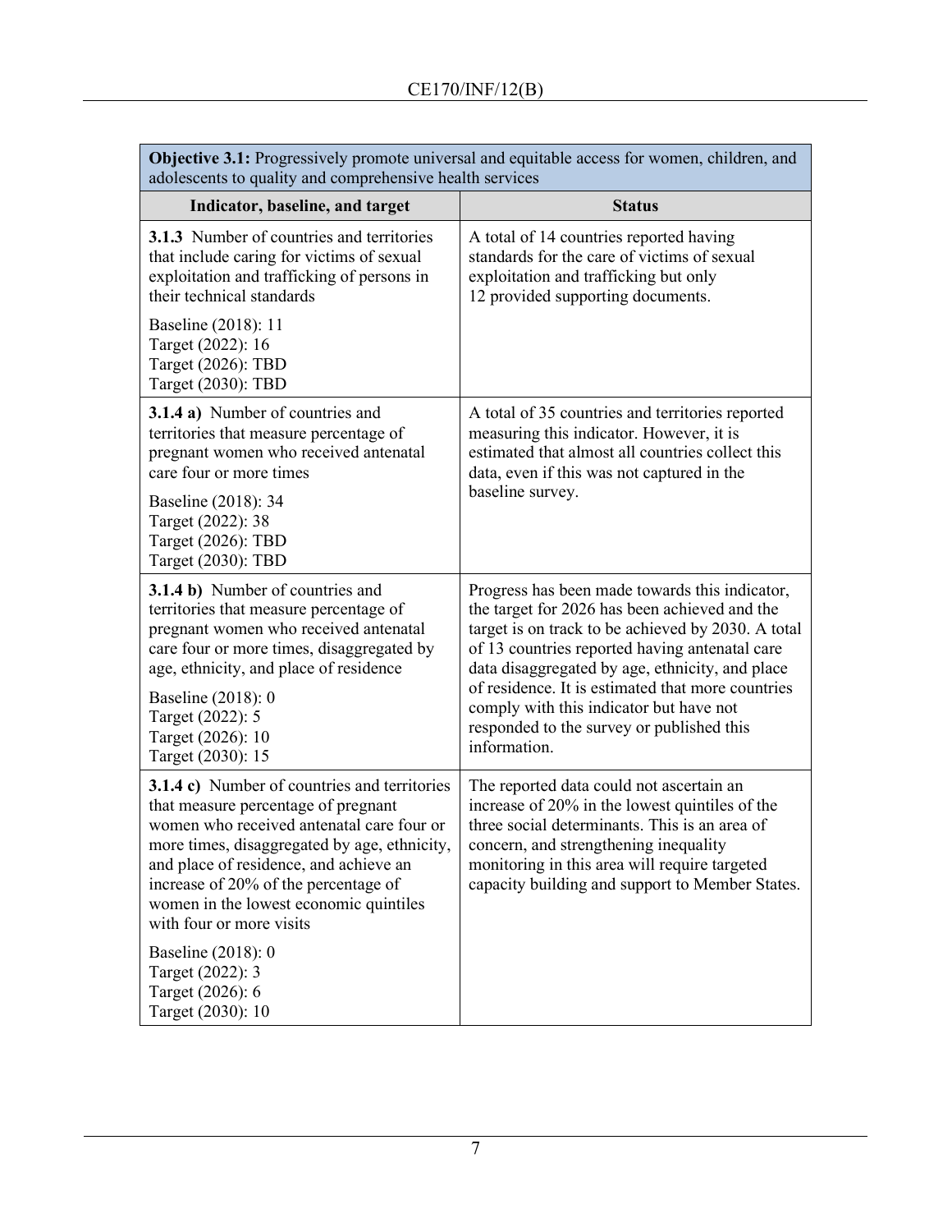| **Objective 3.1:** Progressively promote universal and equitable access for women, children, and adolescents to quality and comprehensive health services | |
|---|---|
| **Indicator, baseline, and target** | **Status** |
| **3.1.3** Number of countries and territories that include caring for victims of sexual exploitation and trafficking of persons in their technical standards<br><br>Baseline (2018): 11<br>Target (2022): 16<br>Target (2026): TBD<br>Target (2030): TBD | A total of 14 countries reported having standards for the care of victims of sexual exploitation and trafficking but only 12 provided supporting documents. |
| **3.1.4 a)** Number of countries and territories that measure percentage of pregnant women who received antenatal care four or more times<br><br>Baseline (2018): 34<br>Target (2022): 38<br>Target (2026): TBD<br>Target (2030): TBD | A total of 35 countries and territories reported measuring this indicator. However, it is estimated that almost all countries collect this data, even if this was not captured in the baseline survey. |
| **3.1.4 b)** Number of countries and territories that measure percentage of pregnant women who received antenatal care four or more times, disaggregated by age, ethnicity, and place of residence<br><br>Baseline (2018): 0<br>Target (2022): 5<br>Target (2026): 10<br>Target (2030): 15 | Progress has been made towards this indicator, the target for 2026 has been achieved and the target is on track to be achieved by 2030. A total of 13 countries reported having antenatal care data disaggregated by age, ethnicity, and place of residence. It is estimated that more countries comply with this indicator but have not responded to the survey or published this information. |
| **3.1.4 c)** Number of countries and territories that measure percentage of pregnant women who received antenatal care four or more times, disaggregated by age, ethnicity, and place of residence, and achieve an increase of 20% of the percentage of women in the lowest economic quintiles with four or more visits<br><br>Baseline (2018): 0<br>Target (2022): 3<br>Target (2026): 6<br>Target (2030): 10 | The reported data could not ascertain an increase of 20% in the lowest quintiles of the three social determinants. This is an area of concern, and strengthening inequality monitoring in this area will require targeted capacity building and support to Member States. |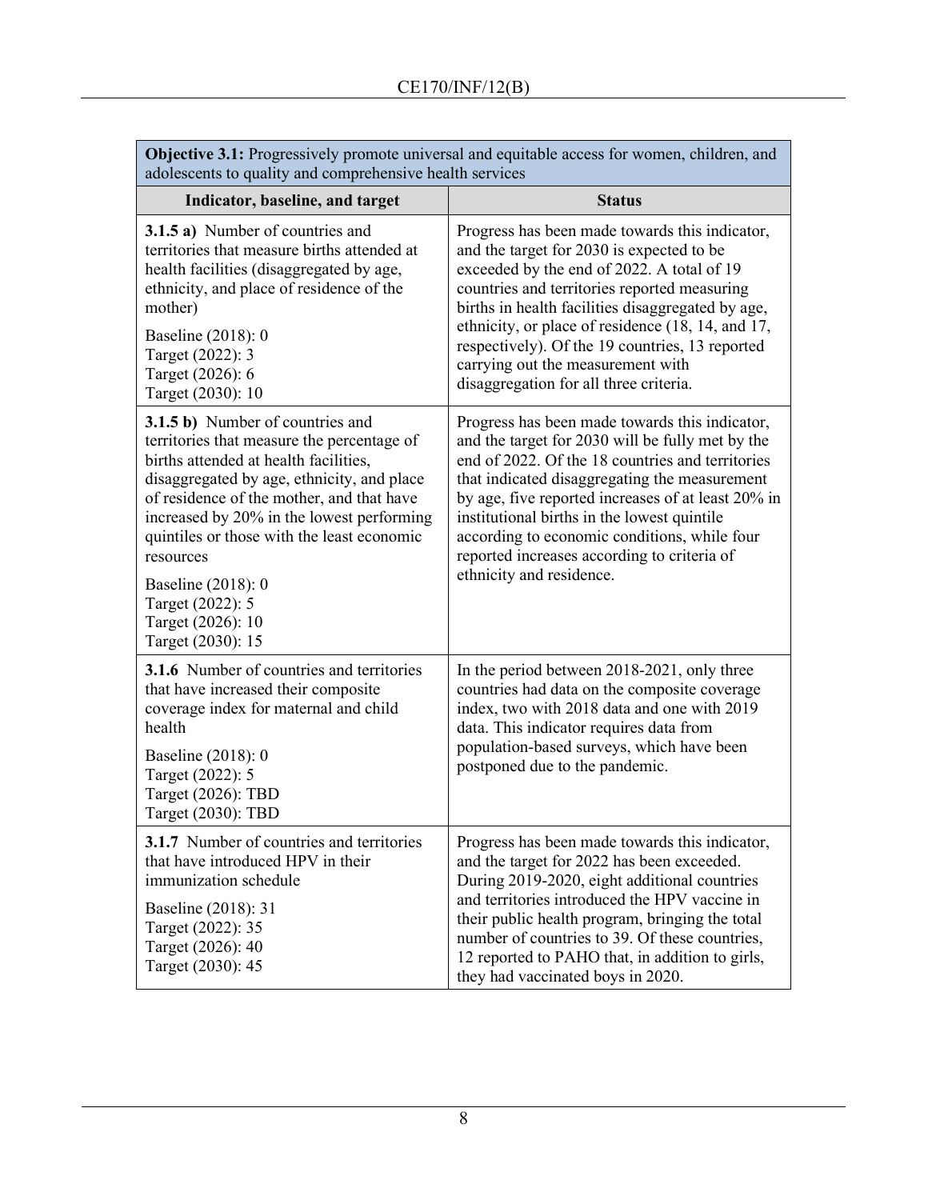| **Objective 3.1:** Progressively promote universal and equitable access for women, children, and adolescents to quality and comprehensive health services | |
|---|---|
| **Indicator, baseline, and target** | **Status** |
| **3.1.5 a)** Number of countries and territories that measure births attended at health facilities (disaggregated by age, ethnicity, and place of residence of the mother)<br><br>Baseline (2018): 0<br>Target (2022): 3<br>Target (2026): 6<br>Target (2030): 10 | Progress has been made towards this indicator, and the target for 2030 is expected to be exceeded by the end of 2022. A total of 19 countries and territories reported measuring births in health facilities disaggregated by age, ethnicity, or place of residence (18, 14, and 17, respectively). Of the 19 countries, 13 reported carrying out the measurement with disaggregation for all three criteria. |
| **3.1.5 b)** Number of countries and territories that measure the percentage of births attended at health facilities, disaggregated by age, ethnicity, and place of residence of the mother, and that have increased by 20% in the lowest performing quintiles or those with the least economic resources<br><br>Baseline (2018): 0<br>Target (2022): 5<br>Target (2026): 10<br>Target (2030): 15 | Progress has been made towards this indicator, and the target for 2030 will be fully met by the end of 2022. Of the 18 countries and territories that indicated disaggregating the measurement by age, five reported increases of at least 20% in institutional births in the lowest quintile according to economic conditions, while four reported increases according to criteria of ethnicity and residence. |
| **3.1.6** Number of countries and territories that have increased their composite coverage index for maternal and child health<br><br>Baseline (2018): 0<br>Target (2022): 5<br>Target (2026): TBD<br>Target (2030): TBD | In the period between 2018-2021, only three countries had data on the composite coverage index, two with 2018 data and one with 2019 data. This indicator requires data from population-based surveys, which have been postponed due to the pandemic. |
| **3.1.7** Number of countries and territories that have introduced HPV in their immunization schedule<br><br>Baseline (2018): 31<br>Target (2022): 35<br>Target (2026): 40<br>Target (2030): 45 | Progress has been made towards this indicator, and the target for 2022 has been exceeded. During 2019-2020, eight additional countries and territories introduced the HPV vaccine in their public health program, bringing the total number of countries to 39. Of these countries, 12 reported to PAHO that, in addition to girls, they had vaccinated boys in 2020. |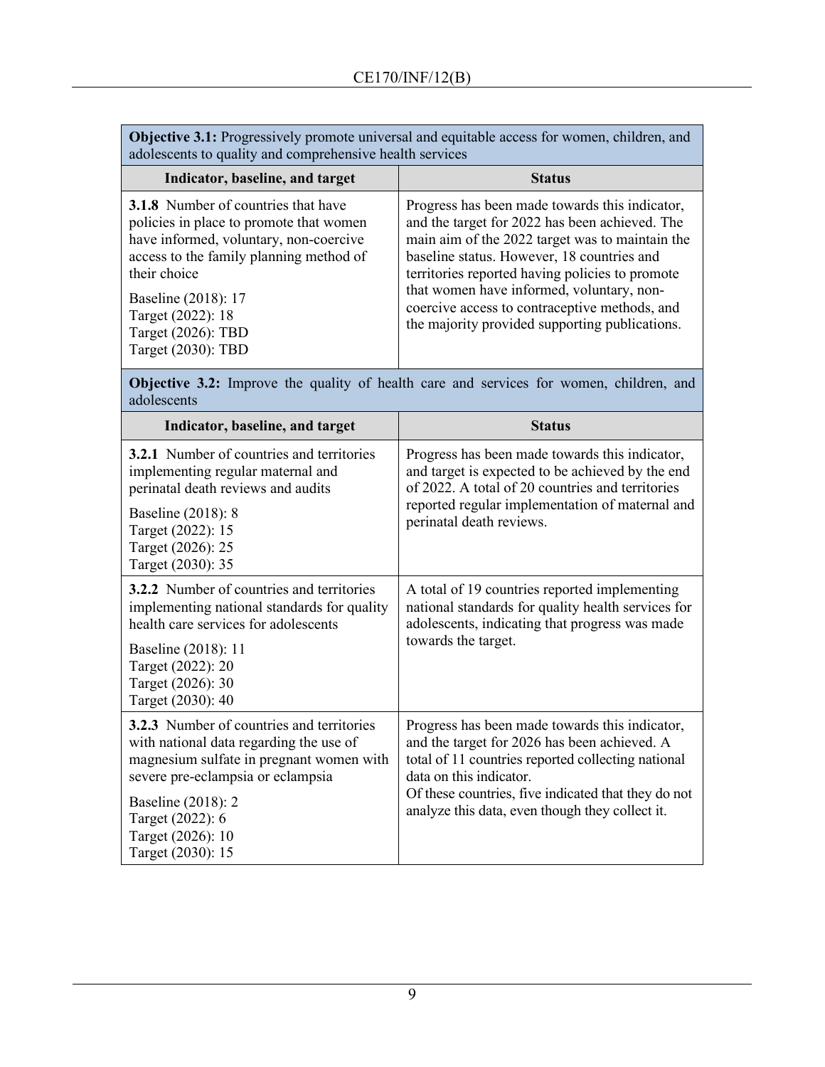| **Objective 3.1:** Progressively promote universal and equitable access for women, children, and adolescents to quality and comprehensive health services | |
|---|---|
| **Indicator, baseline, and target** | **Status** |
| **3.1.8** Number of countries that have policies in place to promote that women have informed, voluntary, non-coercive access to the family planning method of their choice<br><br>Baseline (2018): 17<br>Target (2022): 18<br>Target (2026): TBD<br>Target (2030): TBD | Progress has been made towards this indicator, and the target for 2022 has been achieved. The main aim of the 2022 target was to maintain the baseline status. However, 18 countries and territories reported having policies to promote that women have informed, voluntary, non-coercive access to contraceptive methods, and the majority provided supporting publications. |

| **Objective 3.2:** Improve the quality of health care and services for women, children, and adolescents | |
|---|---|
| **Indicator, baseline, and target** | **Status** |
| **3.2.1** Number of countries and territories implementing regular maternal and perinatal death reviews and audits<br><br>Baseline (2018): 8<br>Target (2022): 15<br>Target (2026): 25<br>Target (2030): 35 | Progress has been made towards this indicator, and target is expected to be achieved by the end of 2022. A total of 20 countries and territories reported regular implementation of maternal and perinatal death reviews. |
| **3.2.2** Number of countries and territories implementing national standards for quality health care services for adolescents<br><br>Baseline (2018): 11<br>Target (2022): 20<br>Target (2026): 30<br>Target (2030): 40 | A total of 19 countries reported implementing national standards for quality health services for adolescents, indicating that progress was made towards the target. |
| **3.2.3** Number of countries and territories with national data regarding the use of magnesium sulfate in pregnant women with severe pre-eclampsia or eclampsia<br><br>Baseline (2018): 2<br>Target (2022): 6<br>Target (2026): 10<br>Target (2030): 15 | Progress has been made towards this indicator, and the target for 2026 has been achieved. A total of 11 countries reported collecting national data on this indicator.<br>Of these countries, five indicated that they do not analyze this data, even though they collect it. |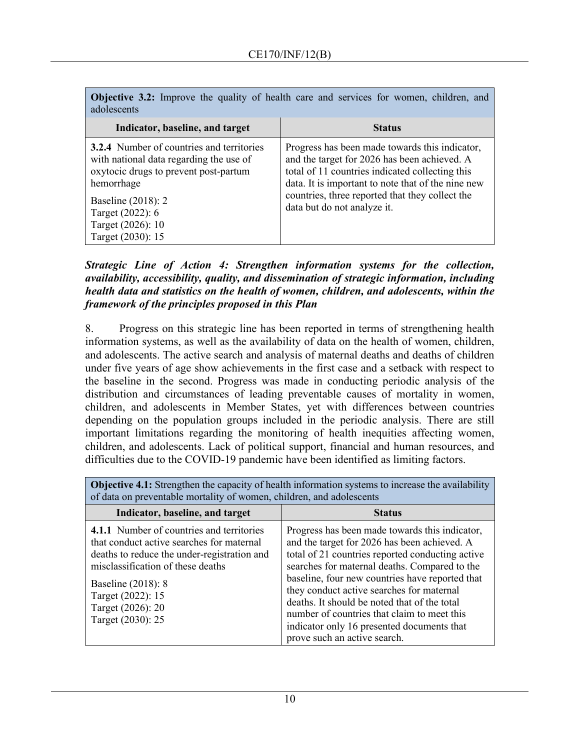| **Objective 3.2:** Improve the quality of health care and services for women, children, and adolescents | |
|---|---|
| **Indicator, baseline, and target** | **Status** |
| **3.2.4** Number of countries and territories with national data regarding the use of oxytocic drugs to prevent post-partum hemorrhage<br><br>Baseline (2018): 2<br>Target (2022): 6<br>Target (2026): 10<br>Target (2030): 15 | Progress has been made towards this indicator, and the target for 2026 has been achieved. A total of 11 countries indicated collecting this data. It is important to note that of the nine new countries, three reported that they collect the data but do not analyze it. |

***Strategic Line of Action 4: Strengthen information systems for the collection, availability, accessibility, quality, and dissemination of strategic information, including health data and statistics on the health of women, children, and adolescents, within the framework of the principles proposed in this Plan***

8. Progress on this strategic line has been reported in terms of strengthening health information systems, as well as the availability of data on the health of women, children, and adolescents. The active search and analysis of maternal deaths and deaths of children under five years of age show achievements in the first case and a setback with respect to the baseline in the second. Progress was made in conducting periodic analysis of the distribution and circumstances of leading preventable causes of mortality in women, children, and adolescents in Member States, yet with differences between countries depending on the population groups included in the periodic analysis. There are still important limitations regarding the monitoring of health inequities affecting women, children, and adolescents. Lack of political support, financial and human resources, and difficulties due to the COVID-19 pandemic have been identified as limiting factors.

| **Objective 4.1:** Strengthen the capacity of health information systems to increase the availability of data on preventable mortality of women, children, and adolescents | |
|---|---|
| **Indicator, baseline, and target** | **Status** |
| **4.1.1** Number of countries and territories that conduct active searches for maternal deaths to reduce the under-registration and misclassification of these deaths<br><br>Baseline (2018): 8<br>Target (2022): 15<br>Target (2026): 20<br>Target (2030): 25 | Progress has been made towards this indicator, and the target for 2026 has been achieved. A total of 21 countries reported conducting active searches for maternal deaths. Compared to the baseline, four new countries have reported that they conduct active searches for maternal deaths. It should be noted that of the total number of countries that claim to meet this indicator only 16 presented documents that prove such an active search. |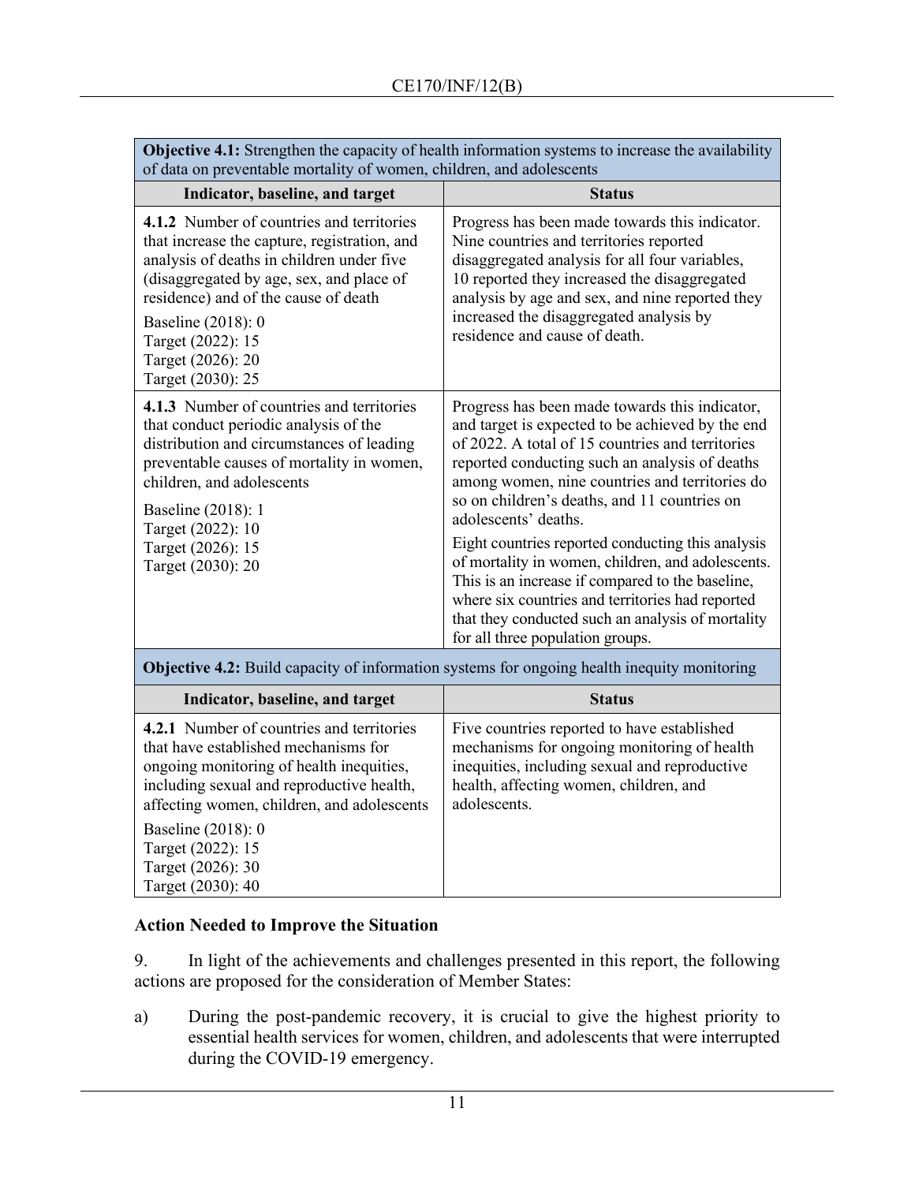| Objective 4.1: Strengthen the capacity of health information systems to increase the availability of data on preventable mortality of women, children, and adolescents | |
|---|---|
| **Indicator, baseline, and target** | **Status** |
| **4.1.2** Number of countries and territories that increase the capture, registration, and analysis of deaths in children under five (disaggregated by age, sex, and place of residence) and of the cause of death<br><br>Baseline (2018): 0<br>Target (2022): 15<br>Target (2026): 20<br>Target (2030): 25 | Progress has been made towards this indicator. Nine countries and territories reported disaggregated analysis for all four variables, 10 reported they increased the disaggregated analysis by age and sex, and nine reported they increased the disaggregated analysis by residence and cause of death. |
| **4.1.3** Number of countries and territories that conduct periodic analysis of the distribution and circumstances of leading preventable causes of mortality in women, children, and adolescents<br><br>Baseline (2018): 1<br>Target (2022): 10<br>Target (2026): 15<br>Target (2030): 20 | Progress has been made towards this indicator, and target is expected to be achieved by the end of 2022. A total of 15 countries and territories reported conducting such an analysis of deaths among women, nine countries and territories do so on children's deaths, and 11 countries on adolescents' deaths.<br><br>Eight countries reported conducting this analysis of mortality in women, children, and adolescents. This is an increase if compared to the baseline, where six countries and territories had reported that they conducted such an analysis of mortality for all three population groups. |

| Objective 4.2: Build capacity of information systems for ongoing health inequity monitoring | |
|---|---|
| **Indicator, baseline, and target** | **Status** |
| **4.2.1** Number of countries and territories that have established mechanisms for ongoing monitoring of health inequities, including sexual and reproductive health, affecting women, children, and adolescents<br><br>Baseline (2018): 0<br>Target (2022): 15<br>Target (2026): 30<br>Target (2030): 40 | Five countries reported to have established mechanisms for ongoing monitoring of health inequities, including sexual and reproductive health, affecting women, children, and adolescents. |

## Action Needed to Improve the Situation

9. In light of the achievements and challenges presented in this report, the following actions are proposed for the consideration of Member States:

a) During the post-pandemic recovery, it is crucial to give the highest priority to essential health services for women, children, and adolescents that were interrupted during the COVID-19 emergency.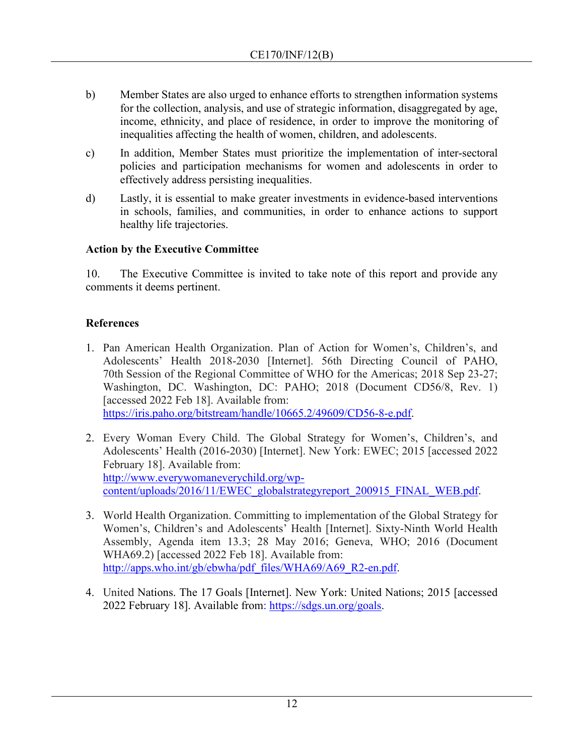b) Member States are also urged to enhance efforts to strengthen information systems for the collection, analysis, and use of strategic information, disaggregated by age, income, ethnicity, and place of residence, in order to improve the monitoring of inequalities affecting the health of women, children, and adolescents.

c) In addition, Member States must prioritize the implementation of inter-sectoral policies and participation mechanisms for women and adolescents in order to effectively address persisting inequalities.

d) Lastly, it is essential to make greater investments in evidence-based interventions in schools, families, and communities, in order to enhance actions to support healthy life trajectories.

**Action by the Executive Committee**

10. The Executive Committee is invited to take note of this report and provide any comments it deems pertinent.

**References**

1. Pan American Health Organization. Plan of Action for Women's, Children's, and Adolescents' Health 2018-2030 [Internet]. 56th Directing Council of PAHO, 70th Session of the Regional Committee of WHO for the Americas; 2018 Sep 23-27; Washington, DC. Washington, DC: PAHO; 2018 (Document CD56/8, Rev. 1) [accessed 2022 Feb 18]. Available from: https://iris.paho.org/bitstream/handle/10665.2/49609/CD56-8-e.pdf.

2. Every Woman Every Child. The Global Strategy for Women's, Children's, and Adolescents' Health (2016-2030) [Internet]. New York: EWEC; 2015 [accessed 2022 February 18]. Available from: http://www.everywomaneverychild.org/wp-content/uploads/2016/11/EWEC_globalstrategyreport_200915_FINAL_WEB.pdf.

3. World Health Organization. Committing to implementation of the Global Strategy for Women's, Children's and Adolescents' Health [Internet]. Sixty-Ninth World Health Assembly, Agenda item 13.3; 28 May 2016; Geneva, WHO; 2016 (Document WHA69.2) [accessed 2022 Feb 18]. Available from: http://apps.who.int/gb/ebwha/pdf_files/WHA69/A69_R2-en.pdf.

4. United Nations. The 17 Goals [Internet]. New York: United Nations; 2015 [accessed 2022 February 18]. Available from: https://sdgs.un.org/goals.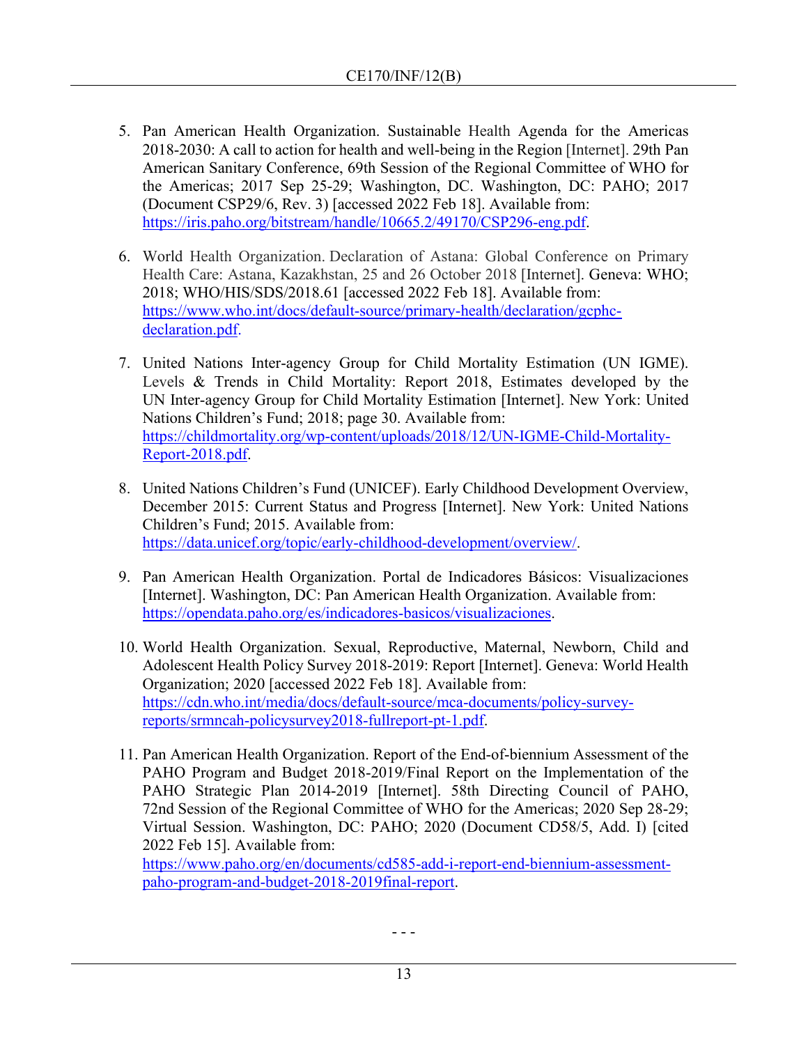5. Pan American Health Organization. Sustainable Health Agenda for the Americas 2018-2030: A call to action for health and well-being in the Region [Internet]. 29th Pan American Sanitary Conference, 69th Session of the Regional Committee of WHO for the Americas; 2017 Sep 25-29; Washington, DC. Washington, DC: PAHO; 2017 (Document CSP29/6, Rev. 3) [accessed 2022 Feb 18]. Available from: https://iris.paho.org/bitstream/handle/10665.2/49170/CSP296-eng.pdf.

6. World Health Organization. Declaration of Astana: Global Conference on Primary Health Care: Astana, Kazakhstan, 25 and 26 October 2018 [Internet]. Geneva: WHO; 2018; WHO/HIS/SDS/2018.61 [accessed 2022 Feb 18]. Available from: https://www.who.int/docs/default-source/primary-health/declaration/gcphc-declaration.pdf.

7. United Nations Inter-agency Group for Child Mortality Estimation (UN IGME). Levels & Trends in Child Mortality: Report 2018, Estimates developed by the UN Inter-agency Group for Child Mortality Estimation [Internet]. New York: United Nations Children's Fund; 2018; page 30. Available from: https://childmortality.org/wp-content/uploads/2018/12/UN-IGME-Child-Mortality-Report-2018.pdf.

8. United Nations Children's Fund (UNICEF). Early Childhood Development Overview, December 2015: Current Status and Progress [Internet]. New York: United Nations Children's Fund; 2015. Available from: https://data.unicef.org/topic/early-childhood-development/overview/.

9. Pan American Health Organization. Portal de Indicadores Básicos: Visualizaciones [Internet]. Washington, DC: Pan American Health Organization. Available from: https://opendata.paho.org/es/indicadores-basicos/visualizaciones.

10. World Health Organization. Sexual, Reproductive, Maternal, Newborn, Child and Adolescent Health Policy Survey 2018-2019: Report [Internet]. Geneva: World Health Organization; 2020 [accessed 2022 Feb 18]. Available from: https://cdn.who.int/media/docs/default-source/mca-documents/policy-survey-reports/srmncah-policysurvey2018-fullreport-pt-1.pdf.

11. Pan American Health Organization. Report of the End-of-biennium Assessment of the PAHO Program and Budget 2018-2019/Final Report on the Implementation of the PAHO Strategic Plan 2014-2019 [Internet]. 58th Directing Council of PAHO, 72nd Session of the Regional Committee of WHO for the Americas; 2020 Sep 28-29; Virtual Session. Washington, DC: PAHO; 2020 (Document CD58/5, Add. I) [cited 2022 Feb 15]. Available from: https://www.paho.org/en/documents/cd585-add-i-report-end-biennium-assessment-paho-program-and-budget-2018-2019final-report.

- - -